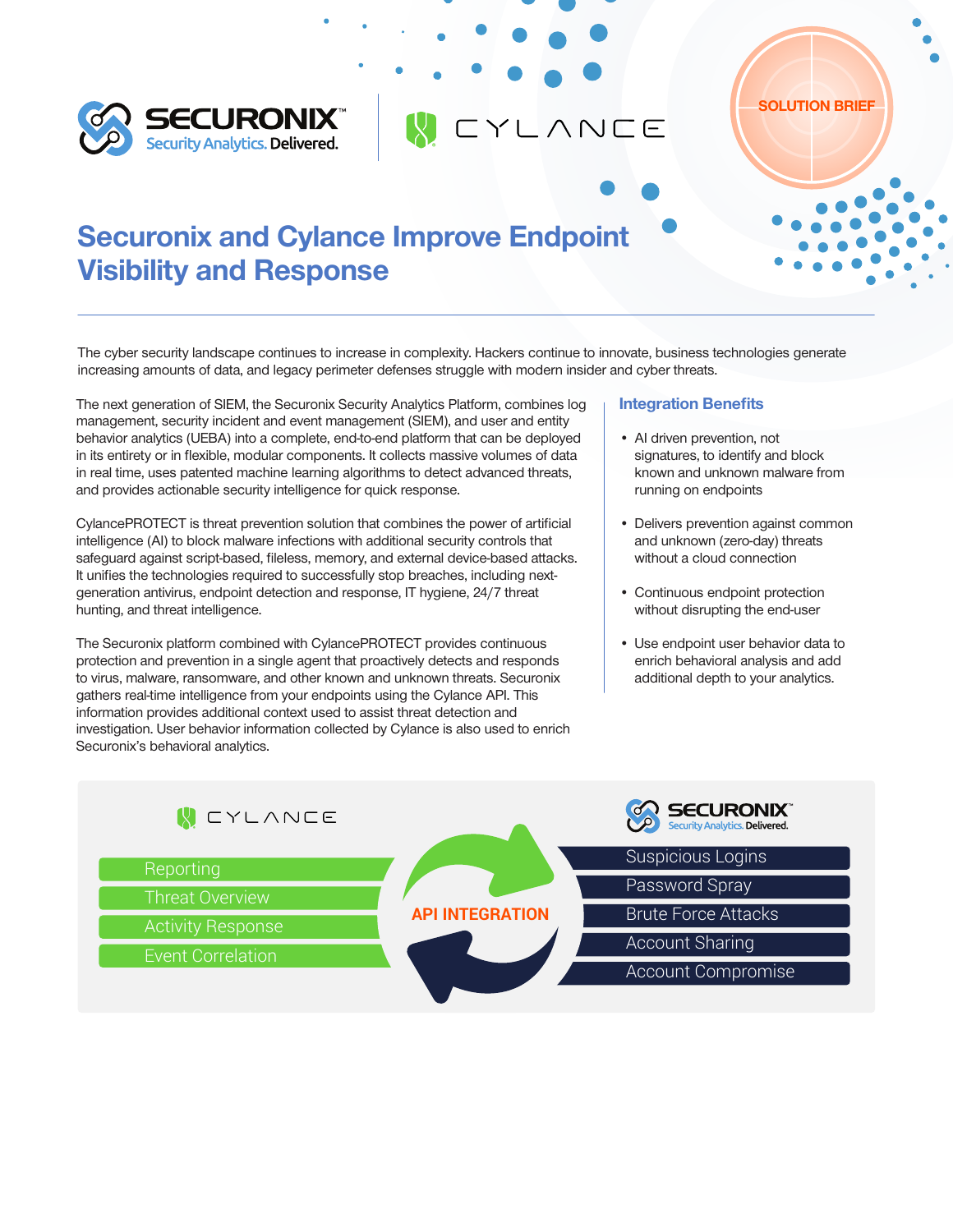SOLUTION BRIEF

# Securonix and Cylance Improve Endpoint Visibility and Response

The cyber security landscape continues to increase in complexity. Hackers continue to innovate, business technologies generate increasing amounts of data, and legacy perimeter defenses struggle with modern insider and cyber threats.

The next generation of SIEM, the Securonix Security Analytics Platform, combines log management, security incident and event management (SIEM), and user and entity behavior analytics (UEBA) into a complete, end-to-end platform that can be deployed in its entirety or in flexible, modular components. It collects massive volumes of data in real time, uses patented machine learning algorithms to detect advanced threats, and provides actionable security intelligence for quick response.

CylancePROTECT is threat prevention solution that combines the power of artificial intelligence (AI) to block malware infections with additional security controls that safeguard against script-based, fileless, memory, and external device-based attacks. It unifies the technologies required to successfully stop breaches, including next-generation antivirus, endpoint detection and response, IT hygiene, 24/7 threat hunting, and threat intelligence.

The Securonix platform combined with CylancePROTECT provides continuous protection and prevention in a single agent that proactively detects and responds to virus, malware, ransomware, and other known and unknown threats. Securonix gathers real-time intelligence from your endpoints using the Cylance API. This information provides additional context used to assist threat detection and investigation. User behavior information collected by Cylance is also used to enrich Securonix's behavioral analytics.

## Integration Benefits

- AI driven prevention, not signatures, to identify and block known and unknown malware from running on endpoints
- Delivers prevention against common and unknown (zero-day) threats without a cloud connection
- Continuous endpoint protection without disrupting the end-user
- Use endpoint user behavior data to enrich behavioral analysis and add additional depth to your analytics.

CYLANCE

- Reporting
- Threat Overview
- Activity Response
- Event Correlation

API INTEGRATION

SECURONIX

- Suspicious Logins
- Password Spray
- Brute Force Attacks
- Account Sharing
- Account Compromise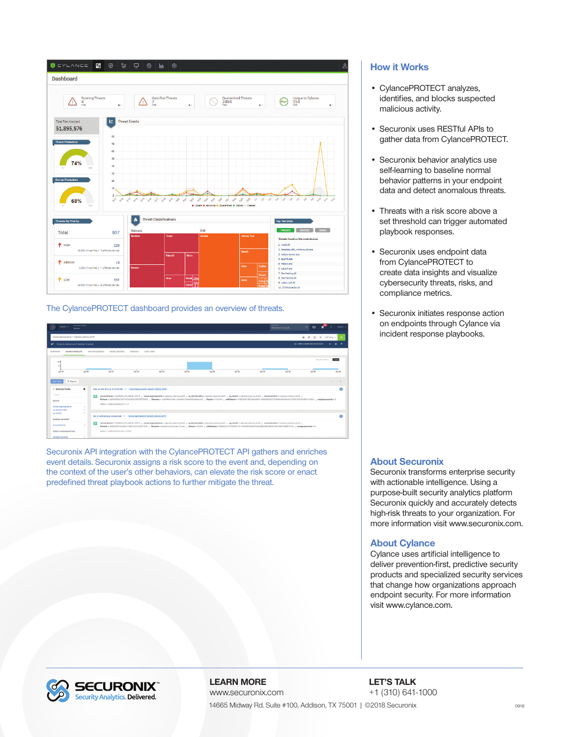The CylancePROTECT dashboard provides an overview of threats.

Securonix API integration with the CylancePROTECT API gathers and enriches event details. Securonix assigns a risk score to the event and, depending on the context of the user's other behaviors, can elevate the risk score or enact predefined threat playbook actions to further mitigate the threat.

## How it Works

- CylancePROTECT analyzes, identifies, and blocks suspected malicious activity.
- Securonix uses RESTful APIs to gather data from CylancePROTECT.
- Securonix behavior analytics use self-learning to baseline normal behavior patterns in your endpoint data and detect anomalous threats.
- Threats with a risk score above a set threshold can trigger automated playbook responses.
- Securonix uses endpoint data from CylancePROTECT to create data insights and visualize cybersecurity threats, risks, and compliance metrics.
- Securonix initiates response action on endpoints through Cylance via incident response playbooks.

## About Securonix

Securonix transforms enterprise security with actionable intelligence. Using a purpose-built security analytics platform Securonix quickly and accurately detects high-risk threats to your organization. For more information visit www.securonix.com.

## About Cylance

Cylance uses artificial intelligence to deliver prevention-first, predictive security products and specialized security services that change how organizations approach endpoint security. For more information visit www.cylance.com.

SECURONIX™
Security Analytics. Delivered.

**LEARN MORE**
www.securonix.com

**LET'S TALK**
+1 (310) 641-1000

14665 Midway Rd. Suite #100, Addison, TX 75001 | ©2018 Securonix

0918